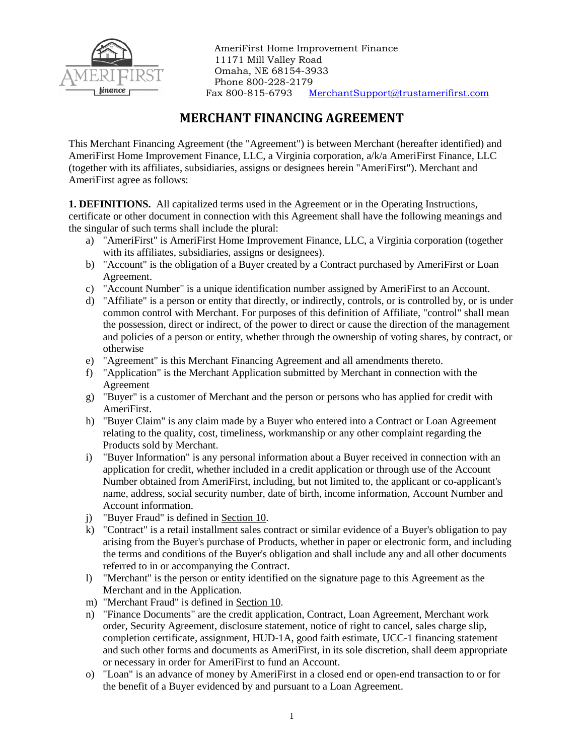AmeriFirst Home Improvement Finance
11171 Mill Valley Road
Omaha, NE 68154-3933
Phone 800-228-2179
Fax 800-815-6793 MerchantSupport@trustamerifirst.com

# MERCHANT FINANCING AGREEMENT

This Merchant Financing Agreement (the "Agreement") is between Merchant (hereafter identified) and AmeriFirst Home Improvement Finance, LLC, a Virginia corporation, a/k/a AmeriFirst Finance, LLC (together with its affiliates, subsidiaries, assigns or designees herein "AmeriFirst"). Merchant and AmeriFirst agree as follows:

**1. DEFINITIONS.** All capitalized terms used in the Agreement or in the Operating Instructions, certificate or other document in connection with this Agreement shall have the following meanings and the singular of such terms shall include the plural:

a) "AmeriFirst" is AmeriFirst Home Improvement Finance, LLC, a Virginia corporation (together with its affiliates, subsidiaries, assigns or designees).
b) "Account" is the obligation of a Buyer created by a Contract purchased by AmeriFirst or Loan Agreement.
c) "Account Number" is a unique identification number assigned by AmeriFirst to an Account.
d) "Affiliate" is a person or entity that directly, or indirectly, controls, or is controlled by, or is under common control with Merchant. For purposes of this definition of Affiliate, "control" shall mean the possession, direct or indirect, of the power to direct or cause the direction of the management and policies of a person or entity, whether through the ownership of voting shares, by contract, or otherwise
e) "Agreement" is this Merchant Financing Agreement and all amendments thereto.
f) "Application" is the Merchant Application submitted by Merchant in connection with the Agreement
g) "Buyer" is a customer of Merchant and the person or persons who has applied for credit with AmeriFirst.
h) "Buyer Claim" is any claim made by a Buyer who entered into a Contract or Loan Agreement relating to the quality, cost, timeliness, workmanship or any other complaint regarding the Products sold by Merchant.
i) "Buyer Information" is any personal information about a Buyer received in connection with an application for credit, whether included in a credit application or through use of the Account Number obtained from AmeriFirst, including, but not limited to, the applicant or co-applicant's name, address, social security number, date of birth, income information, Account Number and Account information.
j) "Buyer Fraud" is defined in Section 10.
k) "Contract" is a retail installment sales contract or similar evidence of a Buyer's obligation to pay arising from the Buyer's purchase of Products, whether in paper or electronic form, and including the terms and conditions of the Buyer's obligation and shall include any and all other documents referred to in or accompanying the Contract.
l) "Merchant" is the person or entity identified on the signature page to this Agreement as the Merchant and in the Application.
m) "Merchant Fraud" is defined in Section 10.
n) "Finance Documents" are the credit application, Contract, Loan Agreement, Merchant work order, Security Agreement, disclosure statement, notice of right to cancel, sales charge slip, completion certificate, assignment, HUD-1A, good faith estimate, UCC-1 financing statement and such other forms and documents as AmeriFirst, in its sole discretion, shall deem appropriate or necessary in order for AmeriFirst to fund an Account.
o) "Loan" is an advance of money by AmeriFirst in a closed end or open-end transaction to or for the benefit of a Buyer evidenced by and pursuant to a Loan Agreement.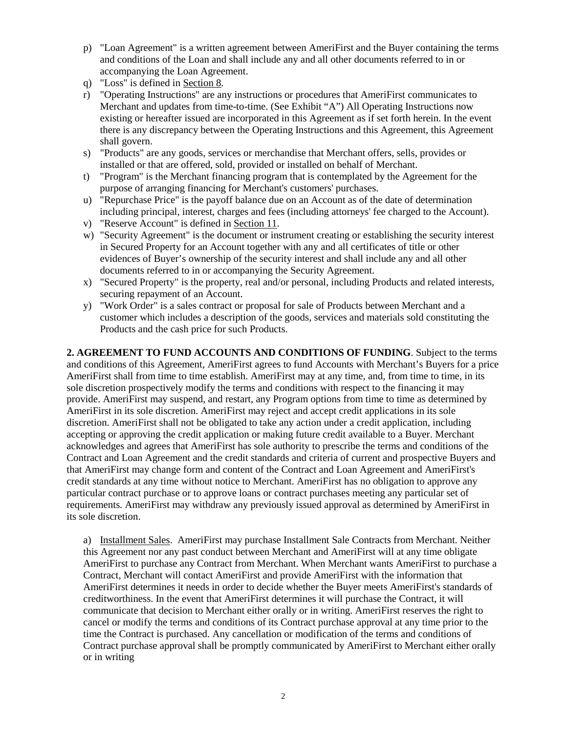p) "Loan Agreement" is a written agreement between AmeriFirst and the Buyer containing the terms and conditions of the Loan and shall include any and all other documents referred to in or accompanying the Loan Agreement.

q) "Loss" is defined in Section 8.

r) "Operating Instructions" are any instructions or procedures that AmeriFirst communicates to Merchant and updates from time-to-time. (See Exhibit "A") All Operating Instructions now existing or hereafter issued are incorporated in this Agreement as if set forth herein. In the event there is any discrepancy between the Operating Instructions and this Agreement, this Agreement shall govern.

s) "Products" are any goods, services or merchandise that Merchant offers, sells, provides or installed or that are offered, sold, provided or installed on behalf of Merchant.

t) "Program" is the Merchant financing program that is contemplated by the Agreement for the purpose of arranging financing for Merchant's customers' purchases.

u) "Repurchase Price" is the payoff balance due on an Account as of the date of determination including principal, interest, charges and fees (including attorneys' fee charged to the Account).

v) "Reserve Account" is defined in Section 11.

w) "Security Agreement" is the document or instrument creating or establishing the security interest in Secured Property for an Account together with any and all certificates of title or other evidences of Buyer's ownership of the security interest and shall include any and all other documents referred to in or accompanying the Security Agreement.

x) "Secured Property" is the property, real and/or personal, including Products and related interests, securing repayment of an Account.

y) "Work Order" is a sales contract or proposal for sale of Products between Merchant and a customer which includes a description of the goods, services and materials sold constituting the Products and the cash price for such Products.

**2. AGREEMENT TO FUND ACCOUNTS AND CONDITIONS OF FUNDING**. Subject to the terms and conditions of this Agreement, AmeriFirst agrees to fund Accounts with Merchant's Buyers for a price AmeriFirst shall from time to time establish. AmeriFirst may at any time, and, from time to time, in its sole discretion prospectively modify the terms and conditions with respect to the financing it may provide. AmeriFirst may suspend, and restart, any Program options from time to time as determined by AmeriFirst in its sole discretion. AmeriFirst may reject and accept credit applications in its sole discretion. AmeriFirst shall not be obligated to take any action under a credit application, including accepting or approving the credit application or making future credit available to a Buyer. Merchant acknowledges and agrees that AmeriFirst has sole authority to prescribe the terms and conditions of the Contract and Loan Agreement and the credit standards and criteria of current and prospective Buyers and that AmeriFirst may change form and content of the Contract and Loan Agreement and AmeriFirst's credit standards at any time without notice to Merchant. AmeriFirst has no obligation to approve any particular contract purchase or to approve loans or contract purchases meeting any particular set of requirements. AmeriFirst may withdraw any previously issued approval as determined by AmeriFirst in its sole discretion.

a) Installment Sales. AmeriFirst may purchase Installment Sale Contracts from Merchant. Neither this Agreement nor any past conduct between Merchant and AmeriFirst will at any time obligate AmeriFirst to purchase any Contract from Merchant. When Merchant wants AmeriFirst to purchase a Contract, Merchant will contact AmeriFirst and provide AmeriFirst with the information that AmeriFirst determines it needs in order to decide whether the Buyer meets AmeriFirst's standards of creditworthiness. In the event that AmeriFirst determines it will purchase the Contract, it will communicate that decision to Merchant either orally or in writing. AmeriFirst reserves the right to cancel or modify the terms and conditions of its Contract purchase approval at any time prior to the time the Contract is purchased. Any cancellation or modification of the terms and conditions of Contract purchase approval shall be promptly communicated by AmeriFirst to Merchant either orally or in writing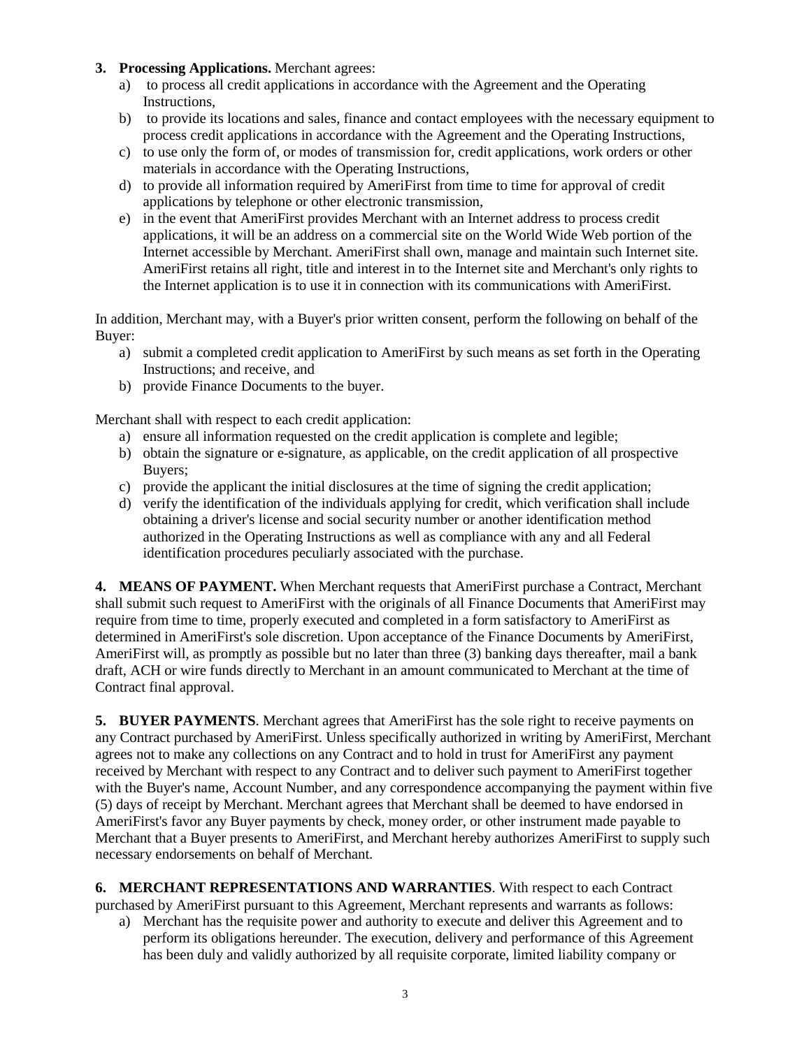3. **Processing Applications.** Merchant agrees:
   a) to process all credit applications in accordance with the Agreement and the Operating Instructions,
   b) to provide its locations and sales, finance and contact employees with the necessary equipment to process credit applications in accordance with the Agreement and the Operating Instructions,
   c) to use only the form of, or modes of transmission for, credit applications, work orders or other materials in accordance with the Operating Instructions,
   d) to provide all information required by AmeriFirst from time to time for approval of credit applications by telephone or other electronic transmission,
   e) in the event that AmeriFirst provides Merchant with an Internet address to process credit applications, it will be an address on a commercial site on the World Wide Web portion of the Internet accessible by Merchant. AmeriFirst shall own, manage and maintain such Internet site. AmeriFirst retains all right, title and interest in to the Internet site and Merchant's only rights to the Internet application is to use it in connection with its communications with AmeriFirst.

In addition, Merchant may, with a Buyer's prior written consent, perform the following on behalf of the Buyer:

a) submit a completed credit application to AmeriFirst by such means as set forth in the Operating Instructions; and receive, and
b) provide Finance Documents to the buyer.

Merchant shall with respect to each credit application:

a) ensure all information requested on the credit application is complete and legible;
b) obtain the signature or e-signature, as applicable, on the credit application of all prospective Buyers;
c) provide the applicant the initial disclosures at the time of signing the credit application;
d) verify the identification of the individuals applying for credit, which verification shall include obtaining a driver's license and social security number or another identification method authorized in the Operating Instructions as well as compliance with any and all Federal identification procedures peculiarly associated with the purchase.

**4. MEANS OF PAYMENT.** When Merchant requests that AmeriFirst purchase a Contract, Merchant shall submit such request to AmeriFirst with the originals of all Finance Documents that AmeriFirst may require from time to time, properly executed and completed in a form satisfactory to AmeriFirst as determined in AmeriFirst's sole discretion. Upon acceptance of the Finance Documents by AmeriFirst, AmeriFirst will, as promptly as possible but no later than three (3) banking days thereafter, mail a bank draft, ACH or wire funds directly to Merchant in an amount communicated to Merchant at the time of Contract final approval.

**5. BUYER PAYMENTS**. Merchant agrees that AmeriFirst has the sole right to receive payments on any Contract purchased by AmeriFirst. Unless specifically authorized in writing by AmeriFirst, Merchant agrees not to make any collections on any Contract and to hold in trust for AmeriFirst any payment received by Merchant with respect to any Contract and to deliver such payment to AmeriFirst together with the Buyer's name, Account Number, and any correspondence accompanying the payment within five (5) days of receipt by Merchant. Merchant agrees that Merchant shall be deemed to have endorsed in AmeriFirst's favor any Buyer payments by check, money order, or other instrument made payable to Merchant that a Buyer presents to AmeriFirst, and Merchant hereby authorizes AmeriFirst to supply such necessary endorsements on behalf of Merchant.

**6. MERCHANT REPRESENTATIONS AND WARRANTIES**. With respect to each Contract purchased by AmeriFirst pursuant to this Agreement, Merchant represents and warrants as follows:

a) Merchant has the requisite power and authority to execute and deliver this Agreement and to perform its obligations hereunder. The execution, delivery and performance of this Agreement has been duly and validly authorized by all requisite corporate, limited liability company or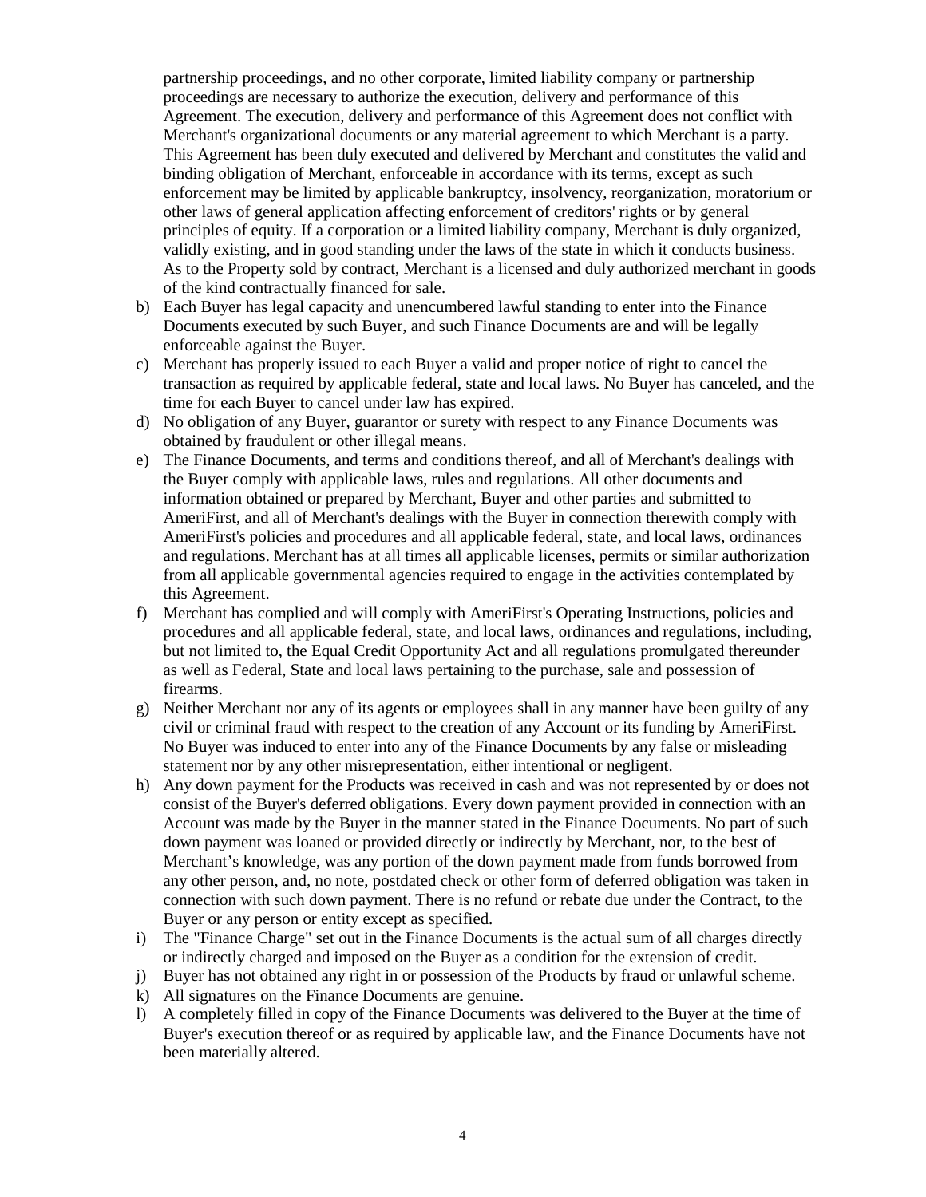partnership proceedings, and no other corporate, limited liability company or partnership proceedings are necessary to authorize the execution, delivery and performance of this Agreement. The execution, delivery and performance of this Agreement does not conflict with Merchant's organizational documents or any material agreement to which Merchant is a party. This Agreement has been duly executed and delivered by Merchant and constitutes the valid and binding obligation of Merchant, enforceable in accordance with its terms, except as such enforcement may be limited by applicable bankruptcy, insolvency, reorganization, moratorium or other laws of general application affecting enforcement of creditors' rights or by general principles of equity. If a corporation or a limited liability company, Merchant is duly organized, validly existing, and in good standing under the laws of the state in which it conducts business. As to the Property sold by contract, Merchant is a licensed and duly authorized merchant in goods of the kind contractually financed for sale.

b) Each Buyer has legal capacity and unencumbered lawful standing to enter into the Finance Documents executed by such Buyer, and such Finance Documents are and will be legally enforceable against the Buyer.
c) Merchant has properly issued to each Buyer a valid and proper notice of right to cancel the transaction as required by applicable federal, state and local laws. No Buyer has canceled, and the time for each Buyer to cancel under law has expired.
d) No obligation of any Buyer, guarantor or surety with respect to any Finance Documents was obtained by fraudulent or other illegal means.
e) The Finance Documents, and terms and conditions thereof, and all of Merchant's dealings with the Buyer comply with applicable laws, rules and regulations. All other documents and information obtained or prepared by Merchant, Buyer and other parties and submitted to AmeriFirst, and all of Merchant's dealings with the Buyer in connection therewith comply with AmeriFirst's policies and procedures and all applicable federal, state, and local laws, ordinances and regulations. Merchant has at all times all applicable licenses, permits or similar authorization from all applicable governmental agencies required to engage in the activities contemplated by this Agreement.
f) Merchant has complied and will comply with AmeriFirst's Operating Instructions, policies and procedures and all applicable federal, state, and local laws, ordinances and regulations, including, but not limited to, the Equal Credit Opportunity Act and all regulations promulgated thereunder as well as Federal, State and local laws pertaining to the purchase, sale and possession of firearms.
g) Neither Merchant nor any of its agents or employees shall in any manner have been guilty of any civil or criminal fraud with respect to the creation of any Account or its funding by AmeriFirst. No Buyer was induced to enter into any of the Finance Documents by any false or misleading statement nor by any other misrepresentation, either intentional or negligent.
h) Any down payment for the Products was received in cash and was not represented by or does not consist of the Buyer's deferred obligations. Every down payment provided in connection with an Account was made by the Buyer in the manner stated in the Finance Documents. No part of such down payment was loaned or provided directly or indirectly by Merchant, nor, to the best of Merchant's knowledge, was any portion of the down payment made from funds borrowed from any other person, and, no note, postdated check or other form of deferred obligation was taken in connection with such down payment. There is no refund or rebate due under the Contract, to the Buyer or any person or entity except as specified.
i) The "Finance Charge" set out in the Finance Documents is the actual sum of all charges directly or indirectly charged and imposed on the Buyer as a condition for the extension of credit.
j) Buyer has not obtained any right in or possession of the Products by fraud or unlawful scheme.
k) All signatures on the Finance Documents are genuine.
l) A completely filled in copy of the Finance Documents was delivered to the Buyer at the time of Buyer's execution thereof or as required by applicable law, and the Finance Documents have not been materially altered.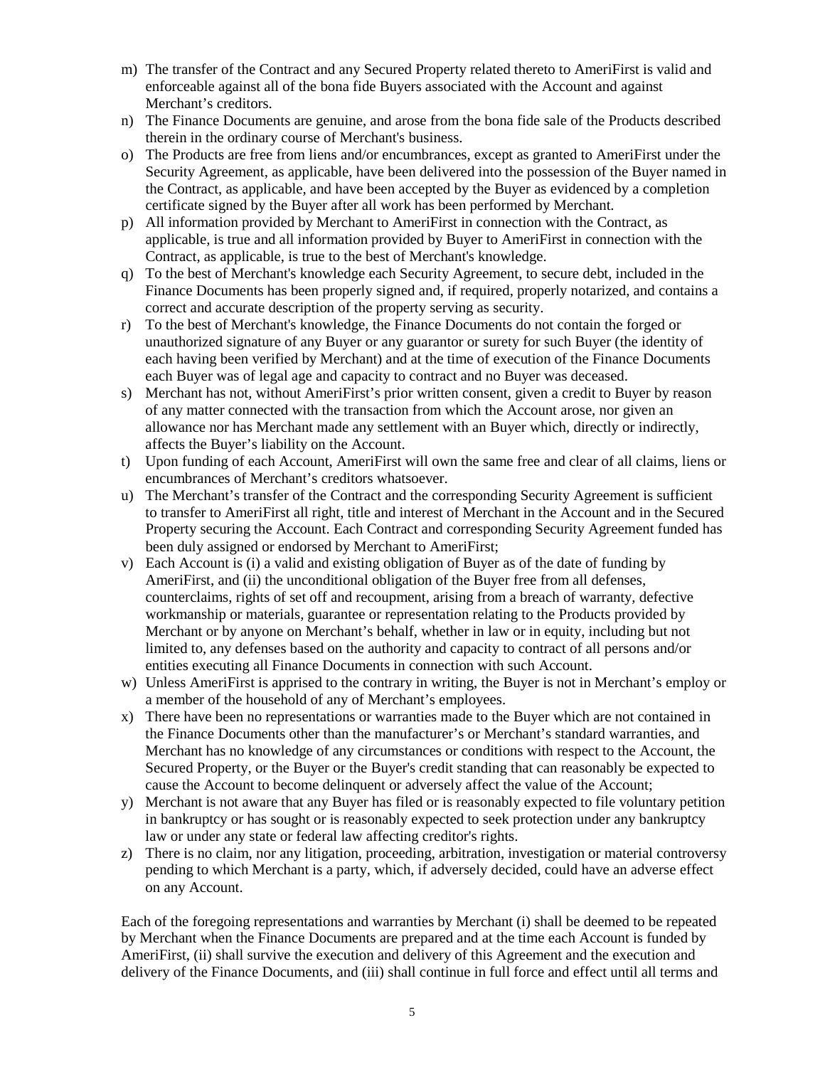m) The transfer of the Contract and any Secured Property related thereto to AmeriFirst is valid and enforceable against all of the bona fide Buyers associated with the Account and against Merchant's creditors.

n) The Finance Documents are genuine, and arose from the bona fide sale of the Products described therein in the ordinary course of Merchant's business.

o) The Products are free from liens and/or encumbrances, except as granted to AmeriFirst under the Security Agreement, as applicable, have been delivered into the possession of the Buyer named in the Contract, as applicable, and have been accepted by the Buyer as evidenced by a completion certificate signed by the Buyer after all work has been performed by Merchant.

p) All information provided by Merchant to AmeriFirst in connection with the Contract, as applicable, is true and all information provided by Buyer to AmeriFirst in connection with the Contract, as applicable, is true to the best of Merchant's knowledge.

q) To the best of Merchant's knowledge each Security Agreement, to secure debt, included in the Finance Documents has been properly signed and, if required, properly notarized, and contains a correct and accurate description of the property serving as security.

r) To the best of Merchant's knowledge, the Finance Documents do not contain the forged or unauthorized signature of any Buyer or any guarantor or surety for such Buyer (the identity of each having been verified by Merchant) and at the time of execution of the Finance Documents each Buyer was of legal age and capacity to contract and no Buyer was deceased.

s) Merchant has not, without AmeriFirst's prior written consent, given a credit to Buyer by reason of any matter connected with the transaction from which the Account arose, nor given an allowance nor has Merchant made any settlement with an Buyer which, directly or indirectly, affects the Buyer's liability on the Account.

t) Upon funding of each Account, AmeriFirst will own the same free and clear of all claims, liens or encumbrances of Merchant's creditors whatsoever.

u) The Merchant's transfer of the Contract and the corresponding Security Agreement is sufficient to transfer to AmeriFirst all right, title and interest of Merchant in the Account and in the Secured Property securing the Account. Each Contract and corresponding Security Agreement funded has been duly assigned or endorsed by Merchant to AmeriFirst;

v) Each Account is (i) a valid and existing obligation of Buyer as of the date of funding by AmeriFirst, and (ii) the unconditional obligation of the Buyer free from all defenses, counterclaims, rights of set off and recoupment, arising from a breach of warranty, defective workmanship or materials, guarantee or representation relating to the Products provided by Merchant or by anyone on Merchant's behalf, whether in law or in equity, including but not limited to, any defenses based on the authority and capacity to contract of all persons and/or entities executing all Finance Documents in connection with such Account.

w) Unless AmeriFirst is apprised to the contrary in writing, the Buyer is not in Merchant's employ or a member of the household of any of Merchant's employees.

x) There have been no representations or warranties made to the Buyer which are not contained in the Finance Documents other than the manufacturer's or Merchant's standard warranties, and Merchant has no knowledge of any circumstances or conditions with respect to the Account, the Secured Property, or the Buyer or the Buyer's credit standing that can reasonably be expected to cause the Account to become delinquent or adversely affect the value of the Account;

y) Merchant is not aware that any Buyer has filed or is reasonably expected to file voluntary petition in bankruptcy or has sought or is reasonably expected to seek protection under any bankruptcy law or under any state or federal law affecting creditor's rights.

z) There is no claim, nor any litigation, proceeding, arbitration, investigation or material controversy pending to which Merchant is a party, which, if adversely decided, could have an adverse effect on any Account.

Each of the foregoing representations and warranties by Merchant (i) shall be deemed to be repeated by Merchant when the Finance Documents are prepared and at the time each Account is funded by AmeriFirst, (ii) shall survive the execution and delivery of this Agreement and the execution and delivery of the Finance Documents, and (iii) shall continue in full force and effect until all terms and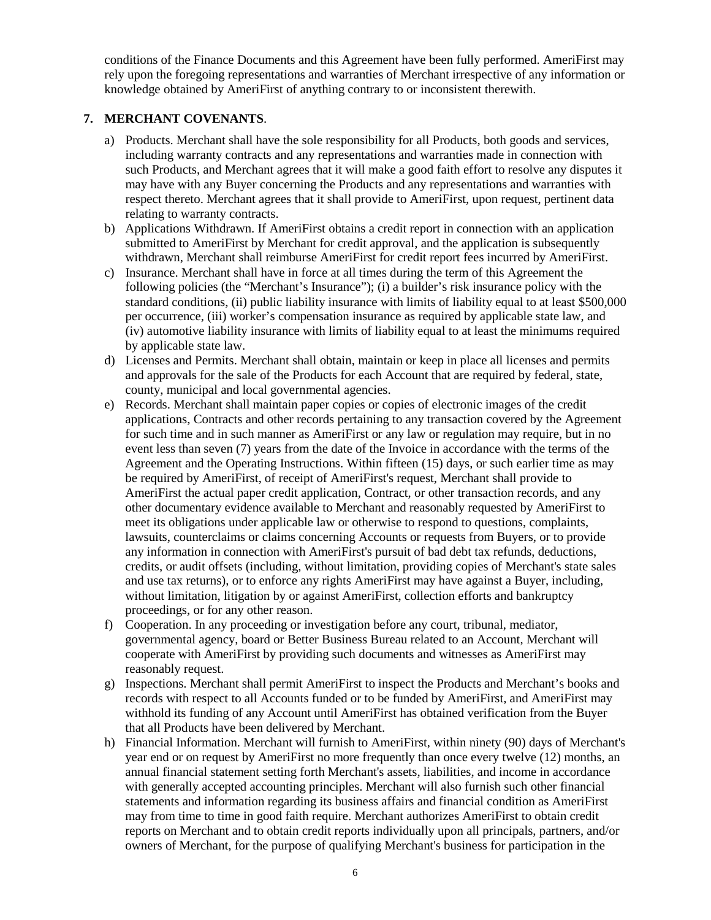conditions of the Finance Documents and this Agreement have been fully performed. AmeriFirst may rely upon the foregoing representations and warranties of Merchant irrespective of any information or knowledge obtained by AmeriFirst of anything contrary to or inconsistent therewith.

## 7. MERCHANT COVENANTS.

a) Products. Merchant shall have the sole responsibility for all Products, both goods and services, including warranty contracts and any representations and warranties made in connection with such Products, and Merchant agrees that it will make a good faith effort to resolve any disputes it may have with any Buyer concerning the Products and any representations and warranties with respect thereto. Merchant agrees that it shall provide to AmeriFirst, upon request, pertinent data relating to warranty contracts.

b) Applications Withdrawn. If AmeriFirst obtains a credit report in connection with an application submitted to AmeriFirst by Merchant for credit approval, and the application is subsequently withdrawn, Merchant shall reimburse AmeriFirst for credit report fees incurred by AmeriFirst.

c) Insurance. Merchant shall have in force at all times during the term of this Agreement the following policies (the "Merchant's Insurance"); (i) a builder's risk insurance policy with the standard conditions, (ii) public liability insurance with limits of liability equal to at least $500,000 per occurrence, (iii) worker's compensation insurance as required by applicable state law, and (iv) automotive liability insurance with limits of liability equal to at least the minimums required by applicable state law.

d) Licenses and Permits. Merchant shall obtain, maintain or keep in place all licenses and permits and approvals for the sale of the Products for each Account that are required by federal, state, county, municipal and local governmental agencies.

e) Records. Merchant shall maintain paper copies or copies of electronic images of the credit applications, Contracts and other records pertaining to any transaction covered by the Agreement for such time and in such manner as AmeriFirst or any law or regulation may require, but in no event less than seven (7) years from the date of the Invoice in accordance with the terms of the Agreement and the Operating Instructions. Within fifteen (15) days, or such earlier time as may be required by AmeriFirst, of receipt of AmeriFirst's request, Merchant shall provide to AmeriFirst the actual paper credit application, Contract, or other transaction records, and any other documentary evidence available to Merchant and reasonably requested by AmeriFirst to meet its obligations under applicable law or otherwise to respond to questions, complaints, lawsuits, counterclaims or claims concerning Accounts or requests from Buyers, or to provide any information in connection with AmeriFirst's pursuit of bad debt tax refunds, deductions, credits, or audit offsets (including, without limitation, providing copies of Merchant's state sales and use tax returns), or to enforce any rights AmeriFirst may have against a Buyer, including, without limitation, litigation by or against AmeriFirst, collection efforts and bankruptcy proceedings, or for any other reason.

f) Cooperation. In any proceeding or investigation before any court, tribunal, mediator, governmental agency, board or Better Business Bureau related to an Account, Merchant will cooperate with AmeriFirst by providing such documents and witnesses as AmeriFirst may reasonably request.

g) Inspections. Merchant shall permit AmeriFirst to inspect the Products and Merchant's books and records with respect to all Accounts funded or to be funded by AmeriFirst, and AmeriFirst may withhold its funding of any Account until AmeriFirst has obtained verification from the Buyer that all Products have been delivered by Merchant.

h) Financial Information. Merchant will furnish to AmeriFirst, within ninety (90) days of Merchant's year end or on request by AmeriFirst no more frequently than once every twelve (12) months, an annual financial statement setting forth Merchant's assets, liabilities, and income in accordance with generally accepted accounting principles. Merchant will also furnish such other financial statements and information regarding its business affairs and financial condition as AmeriFirst may from time to time in good faith require. Merchant authorizes AmeriFirst to obtain credit reports on Merchant and to obtain credit reports individually upon all principals, partners, and/or owners of Merchant, for the purpose of qualifying Merchant's business for participation in the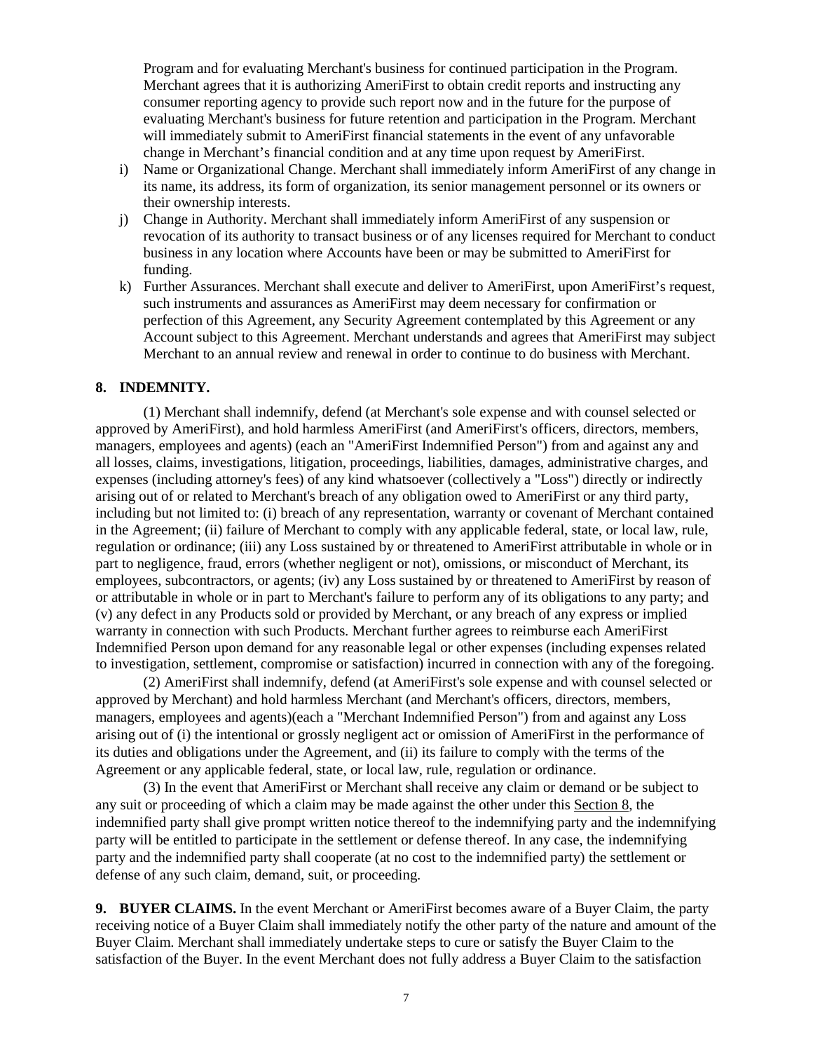Program and for evaluating Merchant's business for continued participation in the Program. Merchant agrees that it is authorizing AmeriFirst to obtain credit reports and instructing any consumer reporting agency to provide such report now and in the future for the purpose of evaluating Merchant's business for future retention and participation in the Program. Merchant will immediately submit to AmeriFirst financial statements in the event of any unfavorable change in Merchant's financial condition and at any time upon request by AmeriFirst.

i) Name or Organizational Change. Merchant shall immediately inform AmeriFirst of any change in its name, its address, its form of organization, its senior management personnel or its owners or their ownership interests.
j) Change in Authority. Merchant shall immediately inform AmeriFirst of any suspension or revocation of its authority to transact business or of any licenses required for Merchant to conduct business in any location where Accounts have been or may be submitted to AmeriFirst for funding.
k) Further Assurances. Merchant shall execute and deliver to AmeriFirst, upon AmeriFirst's request, such instruments and assurances as AmeriFirst may deem necessary for confirmation or perfection of this Agreement, any Security Agreement contemplated by this Agreement or any Account subject to this Agreement. Merchant understands and agrees that AmeriFirst may subject Merchant to an annual review and renewal in order to continue to do business with Merchant.

**8. INDEMNITY.**

(1) Merchant shall indemnify, defend (at Merchant's sole expense and with counsel selected or approved by AmeriFirst), and hold harmless AmeriFirst (and AmeriFirst's officers, directors, members, managers, employees and agents) (each an "AmeriFirst Indemnified Person") from and against any and all losses, claims, investigations, litigation, proceedings, liabilities, damages, administrative charges, and expenses (including attorney's fees) of any kind whatsoever (collectively a "Loss") directly or indirectly arising out of or related to Merchant's breach of any obligation owed to AmeriFirst or any third party, including but not limited to: (i) breach of any representation, warranty or covenant of Merchant contained in the Agreement; (ii) failure of Merchant to comply with any applicable federal, state, or local law, rule, regulation or ordinance; (iii) any Loss sustained by or threatened to AmeriFirst attributable in whole or in part to negligence, fraud, errors (whether negligent or not), omissions, or misconduct of Merchant, its employees, subcontractors, or agents; (iv) any Loss sustained by or threatened to AmeriFirst by reason of or attributable in whole or in part to Merchant's failure to perform any of its obligations to any party; and (v) any defect in any Products sold or provided by Merchant, or any breach of any express or implied warranty in connection with such Products. Merchant further agrees to reimburse each AmeriFirst Indemnified Person upon demand for any reasonable legal or other expenses (including expenses related to investigation, settlement, compromise or satisfaction) incurred in connection with any of the foregoing.

(2) AmeriFirst shall indemnify, defend (at AmeriFirst's sole expense and with counsel selected or approved by Merchant) and hold harmless Merchant (and Merchant's officers, directors, members, managers, employees and agents)(each a "Merchant Indemnified Person") from and against any Loss arising out of (i) the intentional or grossly negligent act or omission of AmeriFirst in the performance of its duties and obligations under the Agreement, and (ii) its failure to comply with the terms of the Agreement or any applicable federal, state, or local law, rule, regulation or ordinance.

(3) In the event that AmeriFirst or Merchant shall receive any claim or demand or be subject to any suit or proceeding of which a claim may be made against the other under this Section 8, the indemnified party shall give prompt written notice thereof to the indemnifying party and the indemnifying party will be entitled to participate in the settlement or defense thereof. In any case, the indemnifying party and the indemnified party shall cooperate (at no cost to the indemnified party) the settlement or defense of any such claim, demand, suit, or proceeding.

**9. BUYER CLAIMS.** In the event Merchant or AmeriFirst becomes aware of a Buyer Claim, the party receiving notice of a Buyer Claim shall immediately notify the other party of the nature and amount of the Buyer Claim. Merchant shall immediately undertake steps to cure or satisfy the Buyer Claim to the satisfaction of the Buyer. In the event Merchant does not fully address a Buyer Claim to the satisfaction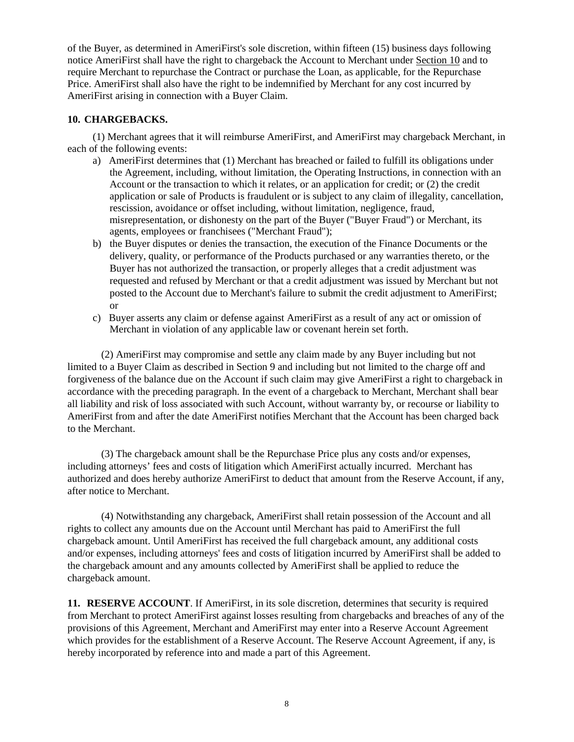of the Buyer, as determined in AmeriFirst's sole discretion, within fifteen (15) business days following notice AmeriFirst shall have the right to chargeback the Account to Merchant under Section 10 and to require Merchant to repurchase the Contract or purchase the Loan, as applicable, for the Repurchase Price. AmeriFirst shall also have the right to be indemnified by Merchant for any cost incurred by AmeriFirst arising in connection with a Buyer Claim.

**10. CHARGEBACKS.**

(1) Merchant agrees that it will reimburse AmeriFirst, and AmeriFirst may chargeback Merchant, in each of the following events:

a) AmeriFirst determines that (1) Merchant has breached or failed to fulfill its obligations under the Agreement, including, without limitation, the Operating Instructions, in connection with an Account or the transaction to which it relates, or an application for credit; or (2) the credit application or sale of Products is fraudulent or is subject to any claim of illegality, cancellation, rescission, avoidance or offset including, without limitation, negligence, fraud, misrepresentation, or dishonesty on the part of the Buyer ("Buyer Fraud") or Merchant, its agents, employees or franchisees ("Merchant Fraud");

b) the Buyer disputes or denies the transaction, the execution of the Finance Documents or the delivery, quality, or performance of the Products purchased or any warranties thereto, or the Buyer has not authorized the transaction, or properly alleges that a credit adjustment was requested and refused by Merchant or that a credit adjustment was issued by Merchant but not posted to the Account due to Merchant's failure to submit the credit adjustment to AmeriFirst; or

c) Buyer asserts any claim or defense against AmeriFirst as a result of any act or omission of Merchant in violation of any applicable law or covenant herein set forth.

(2) AmeriFirst may compromise and settle any claim made by any Buyer including but not limited to a Buyer Claim as described in Section 9 and including but not limited to the charge off and forgiveness of the balance due on the Account if such claim may give AmeriFirst a right to chargeback in accordance with the preceding paragraph. In the event of a chargeback to Merchant, Merchant shall bear all liability and risk of loss associated with such Account, without warranty by, or recourse or liability to AmeriFirst from and after the date AmeriFirst notifies Merchant that the Account has been charged back to the Merchant.

(3) The chargeback amount shall be the Repurchase Price plus any costs and/or expenses, including attorneys' fees and costs of litigation which AmeriFirst actually incurred. Merchant has authorized and does hereby authorize AmeriFirst to deduct that amount from the Reserve Account, if any, after notice to Merchant.

(4) Notwithstanding any chargeback, AmeriFirst shall retain possession of the Account and all rights to collect any amounts due on the Account until Merchant has paid to AmeriFirst the full chargeback amount. Until AmeriFirst has received the full chargeback amount, any additional costs and/or expenses, including attorneys' fees and costs of litigation incurred by AmeriFirst shall be added to the chargeback amount and any amounts collected by AmeriFirst shall be applied to reduce the chargeback amount.

**11. RESERVE ACCOUNT**. If AmeriFirst, in its sole discretion, determines that security is required from Merchant to protect AmeriFirst against losses resulting from chargebacks and breaches of any of the provisions of this Agreement, Merchant and AmeriFirst may enter into a Reserve Account Agreement which provides for the establishment of a Reserve Account. The Reserve Account Agreement, if any, is hereby incorporated by reference into and made a part of this Agreement.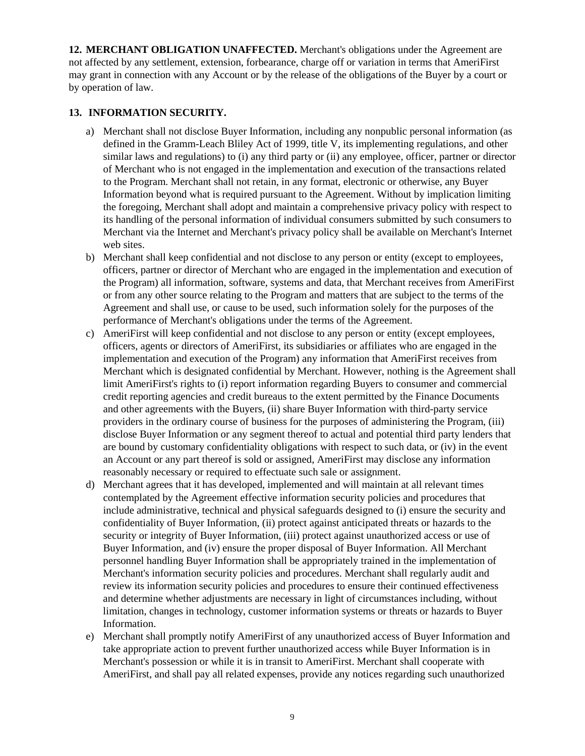**12. MERCHANT OBLIGATION UNAFFECTED.** Merchant's obligations under the Agreement are not affected by any settlement, extension, forbearance, charge off or variation in terms that AmeriFirst may grant in connection with any Account or by the release of the obligations of the Buyer by a court or by operation of law.

**13. INFORMATION SECURITY.**

a) Merchant shall not disclose Buyer Information, including any nonpublic personal information (as defined in the Gramm-Leach Bliley Act of 1999, title V, its implementing regulations, and other similar laws and regulations) to (i) any third party or (ii) any employee, officer, partner or director of Merchant who is not engaged in the implementation and execution of the transactions related to the Program. Merchant shall not retain, in any format, electronic or otherwise, any Buyer Information beyond what is required pursuant to the Agreement. Without by implication limiting the foregoing, Merchant shall adopt and maintain a comprehensive privacy policy with respect to its handling of the personal information of individual consumers submitted by such consumers to Merchant via the Internet and Merchant's privacy policy shall be available on Merchant's Internet web sites.

b) Merchant shall keep confidential and not disclose to any person or entity (except to employees, officers, partner or director of Merchant who are engaged in the implementation and execution of the Program) all information, software, systems and data, that Merchant receives from AmeriFirst or from any other source relating to the Program and matters that are subject to the terms of the Agreement and shall use, or cause to be used, such information solely for the purposes of the performance of Merchant's obligations under the terms of the Agreement.

c) AmeriFirst will keep confidential and not disclose to any person or entity (except employees, officers, agents or directors of AmeriFirst, its subsidiaries or affiliates who are engaged in the implementation and execution of the Program) any information that AmeriFirst receives from Merchant which is designated confidential by Merchant. However, nothing is the Agreement shall limit AmeriFirst's rights to (i) report information regarding Buyers to consumer and commercial credit reporting agencies and credit bureaus to the extent permitted by the Finance Documents and other agreements with the Buyers, (ii) share Buyer Information with third-party service providers in the ordinary course of business for the purposes of administering the Program, (iii) disclose Buyer Information or any segment thereof to actual and potential third party lenders that are bound by customary confidentiality obligations with respect to such data, or (iv) in the event an Account or any part thereof is sold or assigned, AmeriFirst may disclose any information reasonably necessary or required to effectuate such sale or assignment.

d) Merchant agrees that it has developed, implemented and will maintain at all relevant times contemplated by the Agreement effective information security policies and procedures that include administrative, technical and physical safeguards designed to (i) ensure the security and confidentiality of Buyer Information, (ii) protect against anticipated threats or hazards to the security or integrity of Buyer Information, (iii) protect against unauthorized access or use of Buyer Information, and (iv) ensure the proper disposal of Buyer Information. All Merchant personnel handling Buyer Information shall be appropriately trained in the implementation of Merchant's information security policies and procedures. Merchant shall regularly audit and review its information security policies and procedures to ensure their continued effectiveness and determine whether adjustments are necessary in light of circumstances including, without limitation, changes in technology, customer information systems or threats or hazards to Buyer Information.

e) Merchant shall promptly notify AmeriFirst of any unauthorized access of Buyer Information and take appropriate action to prevent further unauthorized access while Buyer Information is in Merchant's possession or while it is in transit to AmeriFirst. Merchant shall cooperate with AmeriFirst, and shall pay all related expenses, provide any notices regarding such unauthorized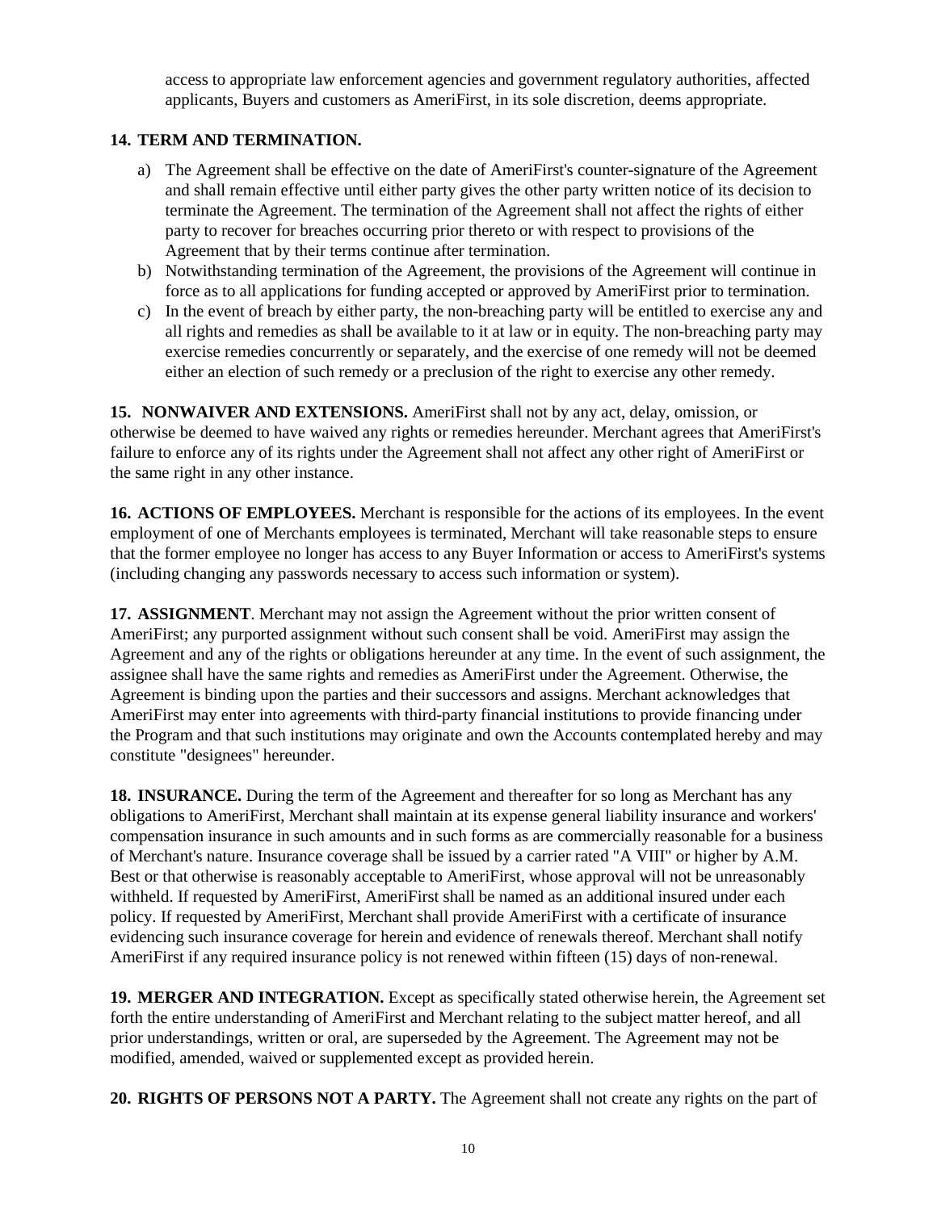access to appropriate law enforcement agencies and government regulatory authorities, affected applicants, Buyers and customers as AmeriFirst, in its sole discretion, deems appropriate.

**14. TERM AND TERMINATION.**

a) The Agreement shall be effective on the date of AmeriFirst's counter-signature of the Agreement and shall remain effective until either party gives the other party written notice of its decision to terminate the Agreement. The termination of the Agreement shall not affect the rights of either party to recover for breaches occurring prior thereto or with respect to provisions of the Agreement that by their terms continue after termination.

b) Notwithstanding termination of the Agreement, the provisions of the Agreement will continue in force as to all applications for funding accepted or approved by AmeriFirst prior to termination.

c) In the event of breach by either party, the non-breaching party will be entitled to exercise any and all rights and remedies as shall be available to it at law or in equity. The non-breaching party may exercise remedies concurrently or separately, and the exercise of one remedy will not be deemed either an election of such remedy or a preclusion of the right to exercise any other remedy.

**15. NONWAIVER AND EXTENSIONS.** AmeriFirst shall not by any act, delay, omission, or otherwise be deemed to have waived any rights or remedies hereunder. Merchant agrees that AmeriFirst's failure to enforce any of its rights under the Agreement shall not affect any other right of AmeriFirst or the same right in any other instance.

**16. ACTIONS OF EMPLOYEES.** Merchant is responsible for the actions of its employees. In the event employment of one of Merchants employees is terminated, Merchant will take reasonable steps to ensure that the former employee no longer has access to any Buyer Information or access to AmeriFirst's systems (including changing any passwords necessary to access such information or system).

**17. ASSIGNMENT**. Merchant may not assign the Agreement without the prior written consent of AmeriFirst; any purported assignment without such consent shall be void. AmeriFirst may assign the Agreement and any of the rights or obligations hereunder at any time. In the event of such assignment, the assignee shall have the same rights and remedies as AmeriFirst under the Agreement. Otherwise, the Agreement is binding upon the parties and their successors and assigns. Merchant acknowledges that AmeriFirst may enter into agreements with third-party financial institutions to provide financing under the Program and that such institutions may originate and own the Accounts contemplated hereby and may constitute "designees" hereunder.

**18. INSURANCE.** During the term of the Agreement and thereafter for so long as Merchant has any obligations to AmeriFirst, Merchant shall maintain at its expense general liability insurance and workers' compensation insurance in such amounts and in such forms as are commercially reasonable for a business of Merchant's nature. Insurance coverage shall be issued by a carrier rated "A VIII" or higher by A.M. Best or that otherwise is reasonably acceptable to AmeriFirst, whose approval will not be unreasonably withheld. If requested by AmeriFirst, AmeriFirst shall be named as an additional insured under each policy. If requested by AmeriFirst, Merchant shall provide AmeriFirst with a certificate of insurance evidencing such insurance coverage for herein and evidence of renewals thereof. Merchant shall notify AmeriFirst if any required insurance policy is not renewed within fifteen (15) days of non-renewal.

**19. MERGER AND INTEGRATION.** Except as specifically stated otherwise herein, the Agreement set forth the entire understanding of AmeriFirst and Merchant relating to the subject matter hereof, and all prior understandings, written or oral, are superseded by the Agreement. The Agreement may not be modified, amended, waived or supplemented except as provided herein.

**20. RIGHTS OF PERSONS NOT A PARTY.** The Agreement shall not create any rights on the part of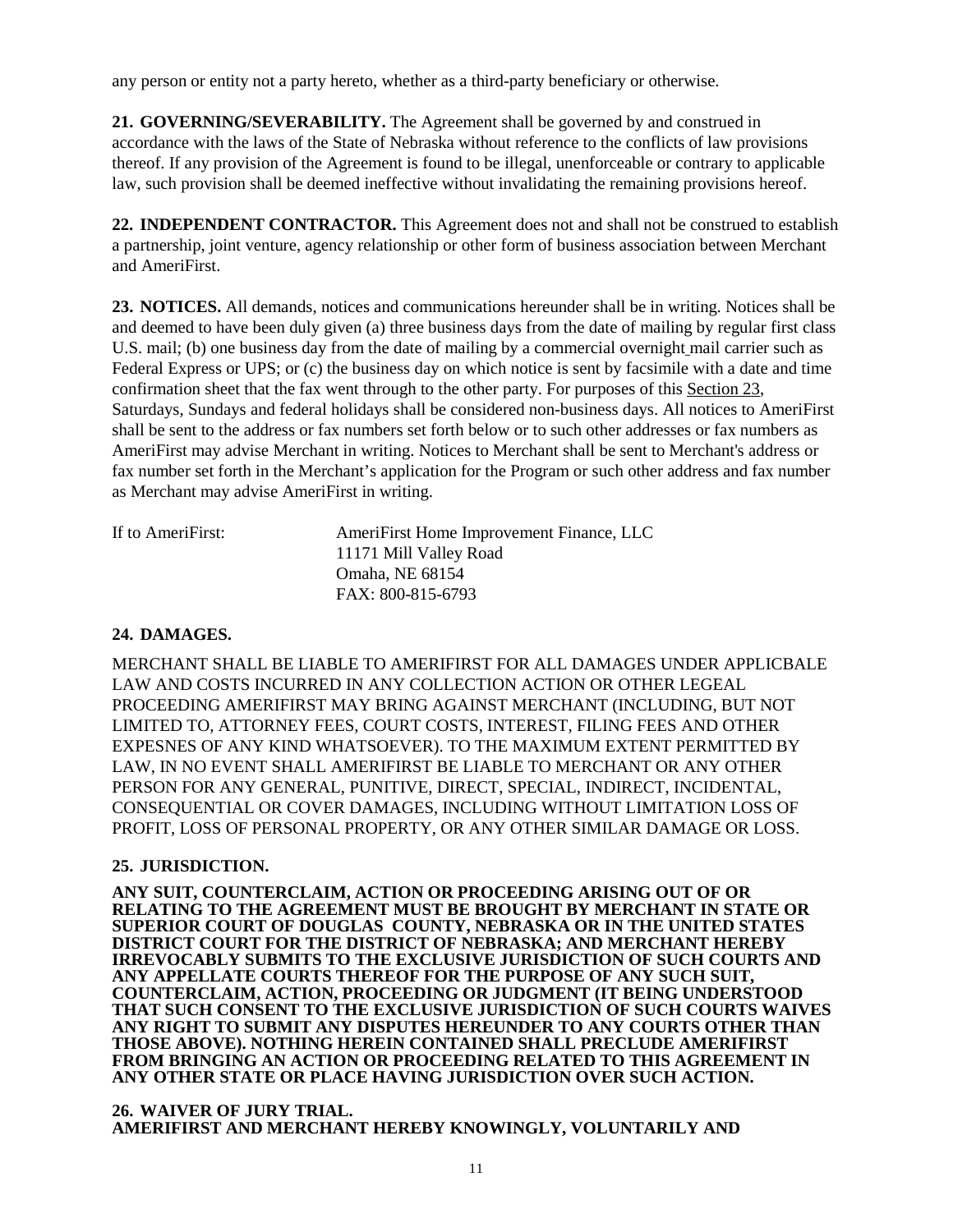any person or entity not a party hereto, whether as a third-party beneficiary or otherwise.

**21. GOVERNING/SEVERABILITY.** The Agreement shall be governed by and construed in accordance with the laws of the State of Nebraska without reference to the conflicts of law provisions thereof. If any provision of the Agreement is found to be illegal, unenforceable or contrary to applicable law, such provision shall be deemed ineffective without invalidating the remaining provisions hereof.

**22. INDEPENDENT CONTRACTOR.** This Agreement does not and shall not be construed to establish a partnership, joint venture, agency relationship or other form of business association between Merchant and AmeriFirst.

**23. NOTICES.** All demands, notices and communications hereunder shall be in writing. Notices shall be and deemed to have been duly given (a) three business days from the date of mailing by regular first class U.S. mail; (b) one business day from the date of mailing by a commercial overnight mail carrier such as Federal Express or UPS; or (c) the business day on which notice is sent by facsimile with a date and time confirmation sheet that the fax went through to the other party. For purposes of this Section 23, Saturdays, Sundays and federal holidays shall be considered non-business days. All notices to AmeriFirst shall be sent to the address or fax numbers set forth below or to such other addresses or fax numbers as AmeriFirst may advise Merchant in writing. Notices to Merchant shall be sent to Merchant's address or fax number set forth in the Merchant's application for the Program or such other address and fax number as Merchant may advise AmeriFirst in writing.

If to AmeriFirst: AmeriFirst Home Improvement Finance, LLC
11171 Mill Valley Road
Omaha, NE 68154
FAX: 800-815-6793

**24. DAMAGES.**

MERCHANT SHALL BE LIABLE TO AMERIFIRST FOR ALL DAMAGES UNDER APPLICBALE LAW AND COSTS INCURRED IN ANY COLLECTION ACTION OR OTHER LEGEAL PROCEEDING AMERIFIRST MAY BRING AGAINST MERCHANT (INCLUDING, BUT NOT LIMITED TO, ATTORNEY FEES, COURT COSTS, INTEREST, FILING FEES AND OTHER EXPESNES OF ANY KIND WHATSOEVER). TO THE MAXIMUM EXTENT PERMITTED BY LAW, IN NO EVENT SHALL AMERIFIRST BE LIABLE TO MERCHANT OR ANY OTHER PERSON FOR ANY GENERAL, PUNITIVE, DIRECT, SPECIAL, INDIRECT, INCIDENTAL, CONSEQUENTIAL OR COVER DAMAGES, INCLUDING WITHOUT LIMITATION LOSS OF PROFIT, LOSS OF PERSONAL PROPERTY, OR ANY OTHER SIMILAR DAMAGE OR LOSS.

**25. JURISDICTION.**

**ANY SUIT, COUNTERCLAIM, ACTION OR PROCEEDING ARISING OUT OF OR RELATING TO THE AGREEMENT MUST BE BROUGHT BY MERCHANT IN STATE OR SUPERIOR COURT OF DOUGLAS COUNTY, NEBRASKA OR IN THE UNITED STATES DISTRICT COURT FOR THE DISTRICT OF NEBRASKA; AND MERCHANT HEREBY IRREVOCABLY SUBMITS TO THE EXCLUSIVE JURISDICTION OF SUCH COURTS AND ANY APPELLATE COURTS THEREOF FOR THE PURPOSE OF ANY SUCH SUIT, COUNTERCLAIM, ACTION, PROCEEDING OR JUDGMENT (IT BEING UNDERSTOOD THAT SUCH CONSENT TO THE EXCLUSIVE JURISDICTION OF SUCH COURTS WAIVES ANY RIGHT TO SUBMIT ANY DISPUTES HEREUNDER TO ANY COURTS OTHER THAN THOSE ABOVE). NOTHING HEREIN CONTAINED SHALL PRECLUDE AMERIFIRST FROM BRINGING AN ACTION OR PROCEEDING RELATED TO THIS AGREEMENT IN ANY OTHER STATE OR PLACE HAVING JURISDICTION OVER SUCH ACTION.**

**26. WAIVER OF JURY TRIAL.**
**AMERIFIRST AND MERCHANT HEREBY KNOWINGLY, VOLUNTARILY AND**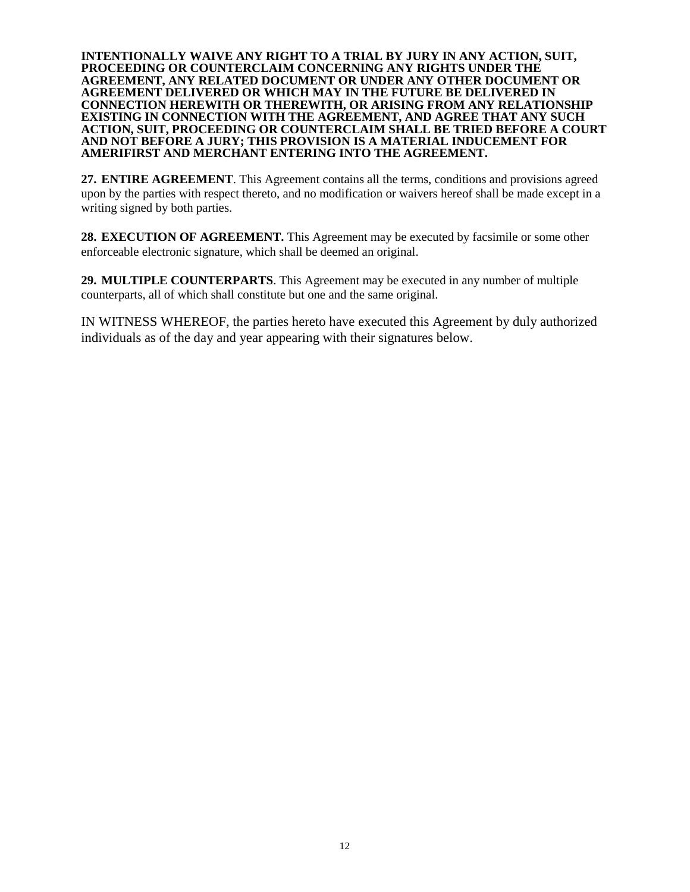**INTENTIONALLY WAIVE ANY RIGHT TO A TRIAL BY JURY IN ANY ACTION, SUIT, PROCEEDING OR COUNTERCLAIM CONCERNING ANY RIGHTS UNDER THE AGREEMENT, ANY RELATED DOCUMENT OR UNDER ANY OTHER DOCUMENT OR AGREEMENT DELIVERED OR WHICH MAY IN THE FUTURE BE DELIVERED IN CONNECTION HEREWITH OR THEREWITH, OR ARISING FROM ANY RELATIONSHIP EXISTING IN CONNECTION WITH THE AGREEMENT, AND AGREE THAT ANY SUCH ACTION, SUIT, PROCEEDING OR COUNTERCLAIM SHALL BE TRIED BEFORE A COURT AND NOT BEFORE A JURY; THIS PROVISION IS A MATERIAL INDUCEMENT FOR AMERIFIRST AND MERCHANT ENTERING INTO THE AGREEMENT.**

**27. ENTIRE AGREEMENT**. This Agreement contains all the terms, conditions and provisions agreed upon by the parties with respect thereto, and no modification or waivers hereof shall be made except in a writing signed by both parties.

**28. EXECUTION OF AGREEMENT.** This Agreement may be executed by facsimile or some other enforceable electronic signature, which shall be deemed an original.

**29. MULTIPLE COUNTERPARTS**. This Agreement may be executed in any number of multiple counterparts, all of which shall constitute but one and the same original.

IN WITNESS WHEREOF, the parties hereto have executed this Agreement by duly authorized individuals as of the day and year appearing with their signatures below.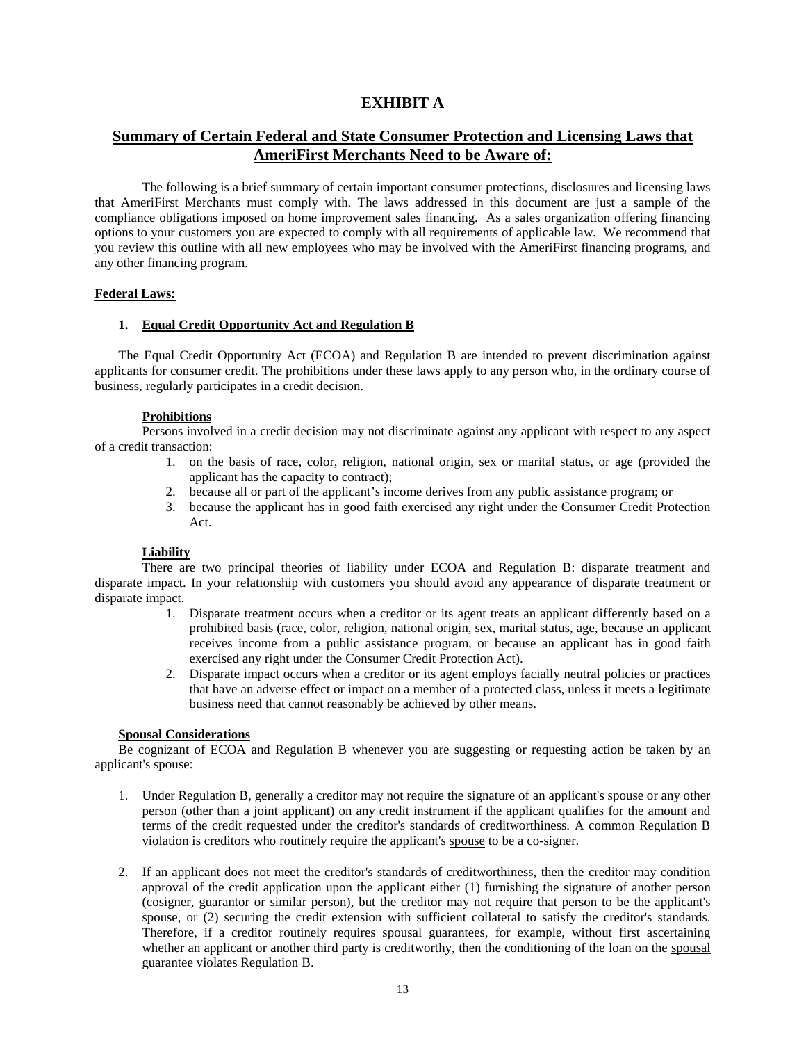# EXHIBIT A

## Summary of Certain Federal and State Consumer Protection and Licensing Laws that AmeriFirst Merchants Need to be Aware of:

The following is a brief summary of certain important consumer protections, disclosures and licensing laws that AmeriFirst Merchants must comply with. The laws addressed in this document are just a sample of the compliance obligations imposed on home improvement sales financing. As a sales organization offering financing options to your customers you are expected to comply with all requirements of applicable law. We recommend that you review this outline with all new employees who may be involved with the AmeriFirst financing programs, and any other financing program.

**Federal Laws:**

### 1. Equal Credit Opportunity Act and Regulation B

The Equal Credit Opportunity Act (ECOA) and Regulation B are intended to prevent discrimination against applicants for consumer credit. The prohibitions under these laws apply to any person who, in the ordinary course of business, regularly participates in a credit decision.

**Prohibitions**

Persons involved in a credit decision may not discriminate against any applicant with respect to any aspect of a credit transaction:

1. on the basis of race, color, religion, national origin, sex or marital status, or age (provided the applicant has the capacity to contract);
2. because all or part of the applicant's income derives from any public assistance program; or
3. because the applicant has in good faith exercised any right under the Consumer Credit Protection Act.

**Liability**

There are two principal theories of liability under ECOA and Regulation B: disparate treatment and disparate impact. In your relationship with customers you should avoid any appearance of disparate treatment or disparate impact.

1. Disparate treatment occurs when a creditor or its agent treats an applicant differently based on a prohibited basis (race, color, religion, national origin, sex, marital status, age, because an applicant receives income from a public assistance program, or because an applicant has in good faith exercised any right under the Consumer Credit Protection Act).
2. Disparate impact occurs when a creditor or its agent employs facially neutral policies or practices that have an adverse effect or impact on a member of a protected class, unless it meets a legitimate business need that cannot reasonably be achieved by other means.

**Spousal Considerations**

Be cognizant of ECOA and Regulation B whenever you are suggesting or requesting action be taken by an applicant's spouse:

1. Under Regulation B, generally a creditor may not require the signature of an applicant's spouse or any other person (other than a joint applicant) on any credit instrument if the applicant qualifies for the amount and terms of the credit requested under the creditor's standards of creditworthiness. A common Regulation B violation is creditors who routinely require the applicant's spouse to be a co-signer.

2. If an applicant does not meet the creditor's standards of creditworthiness, then the creditor may condition approval of the credit application upon the applicant either (1) furnishing the signature of another person (cosigner, guarantor or similar person), but the creditor may not require that person to be the applicant's spouse, or (2) securing the credit extension with sufficient collateral to satisfy the creditor's standards. Therefore, if a creditor routinely requires spousal guarantees, for example, without first ascertaining whether an applicant or another third party is creditworthy, then the conditioning of the loan on the spousal guarantee violates Regulation B.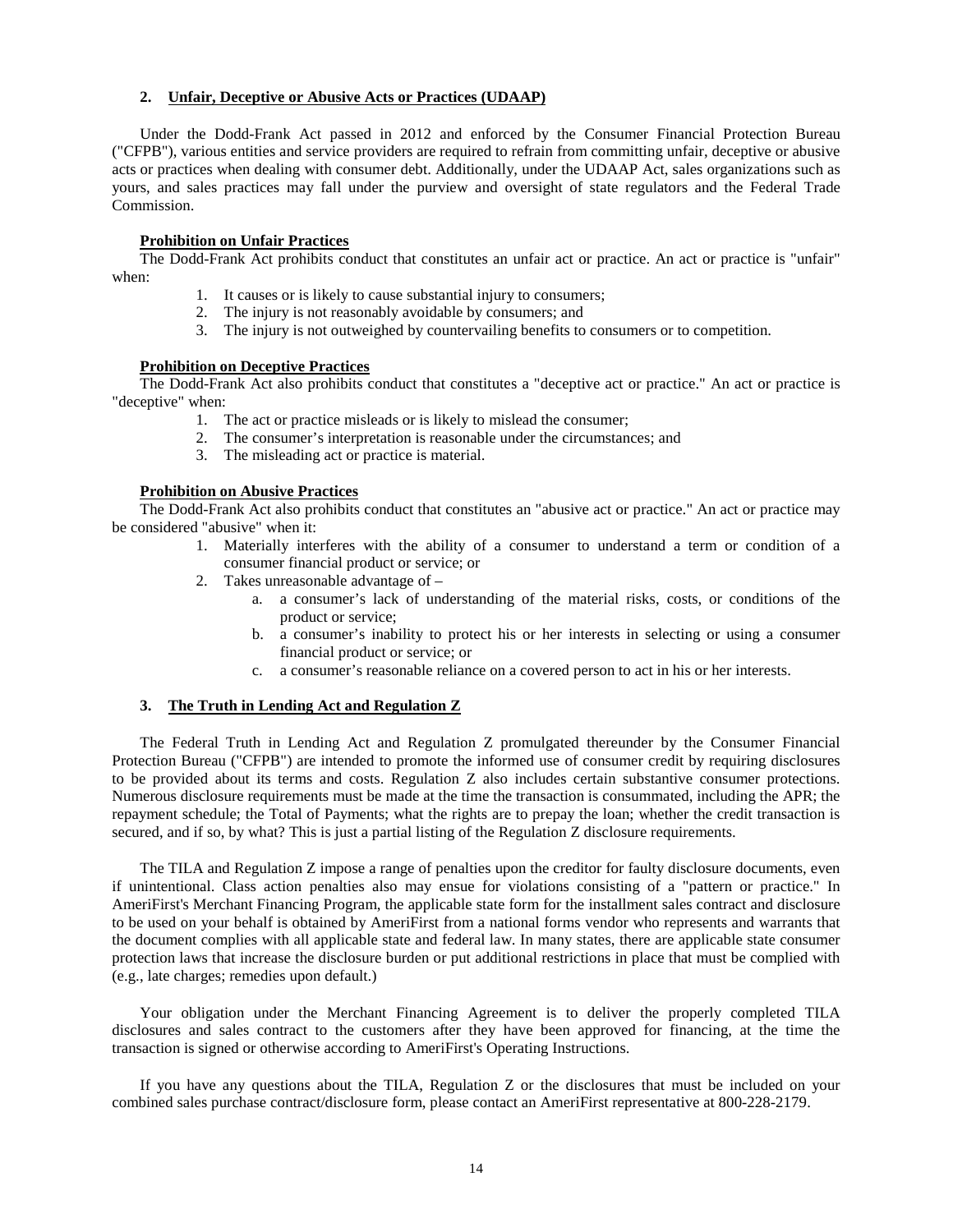## 2. Unfair, Deceptive or Abusive Acts or Practices (UDAAP)

Under the Dodd-Frank Act passed in 2012 and enforced by the Consumer Financial Protection Bureau ("CFPB"), various entities and service providers are required to refrain from committing unfair, deceptive or abusive acts or practices when dealing with consumer debt. Additionally, under the UDAAP Act, sales organizations such as yours, and sales practices may fall under the purview and oversight of state regulators and the Federal Trade Commission.

### Prohibition on Unfair Practices

The Dodd-Frank Act prohibits conduct that constitutes an unfair act or practice. An act or practice is "unfair" when:

1. It causes or is likely to cause substantial injury to consumers;
2. The injury is not reasonably avoidable by consumers; and
3. The injury is not outweighed by countervailing benefits to consumers or to competition.

### Prohibition on Deceptive Practices

The Dodd-Frank Act also prohibits conduct that constitutes a "deceptive act or practice." An act or practice is "deceptive" when:

1. The act or practice misleads or is likely to mislead the consumer;
2. The consumer's interpretation is reasonable under the circumstances; and
3. The misleading act or practice is material.

### Prohibition on Abusive Practices

The Dodd-Frank Act also prohibits conduct that constitutes an "abusive act or practice." An act or practice may be considered "abusive" when it:

1. Materially interferes with the ability of a consumer to understand a term or condition of a consumer financial product or service; or
2. Takes unreasonable advantage of –
    a. a consumer's lack of understanding of the material risks, costs, or conditions of the product or service;
    b. a consumer's inability to protect his or her interests in selecting or using a consumer financial product or service; or
    c. a consumer's reasonable reliance on a covered person to act in his or her interests.

## 3. The Truth in Lending Act and Regulation Z

The Federal Truth in Lending Act and Regulation Z promulgated thereunder by the Consumer Financial Protection Bureau ("CFPB") are intended to promote the informed use of consumer credit by requiring disclosures to be provided about its terms and costs. Regulation Z also includes certain substantive consumer protections. Numerous disclosure requirements must be made at the time the transaction is consummated, including the APR; the repayment schedule; the Total of Payments; what the rights are to prepay the loan; whether the credit transaction is secured, and if so, by what? This is just a partial listing of the Regulation Z disclosure requirements.

The TILA and Regulation Z impose a range of penalties upon the creditor for faulty disclosure documents, even if unintentional. Class action penalties also may ensue for violations consisting of a "pattern or practice." In AmeriFirst's Merchant Financing Program, the applicable state form for the installment sales contract and disclosure to be used on your behalf is obtained by AmeriFirst from a national forms vendor who represents and warrants that the document complies with all applicable state and federal law. In many states, there are applicable state consumer protection laws that increase the disclosure burden or put additional restrictions in place that must be complied with (e.g., late charges; remedies upon default.)

Your obligation under the Merchant Financing Agreement is to deliver the properly completed TILA disclosures and sales contract to the customers after they have been approved for financing, at the time the transaction is signed or otherwise according to AmeriFirst's Operating Instructions.

If you have any questions about the TILA, Regulation Z or the disclosures that must be included on your combined sales purchase contract/disclosure form, please contact an AmeriFirst representative at 800-228-2179.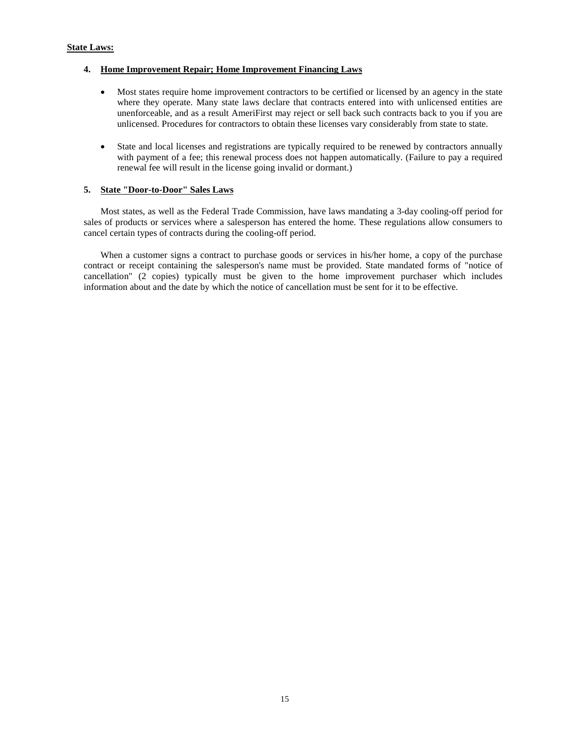**State Laws:**

### 4. Home Improvement Repair; Home Improvement Financing Laws

- Most states require home improvement contractors to be certified or licensed by an agency in the state where they operate. Many state laws declare that contracts entered into with unlicensed entities are unenforceable, and as a result AmeriFirst may reject or sell back such contracts back to you if you are unlicensed. Procedures for contractors to obtain these licenses vary considerably from state to state.

- State and local licenses and registrations are typically required to be renewed by contractors annually with payment of a fee; this renewal process does not happen automatically. (Failure to pay a required renewal fee will result in the license going invalid or dormant.)

### 5. State "Door-to-Door" Sales Laws

Most states, as well as the Federal Trade Commission, have laws mandating a 3-day cooling-off period for sales of products or services where a salesperson has entered the home. These regulations allow consumers to cancel certain types of contracts during the cooling-off period.

When a customer signs a contract to purchase goods or services in his/her home, a copy of the purchase contract or receipt containing the salesperson's name must be provided. State mandated forms of "notice of cancellation" (2 copies) typically must be given to the home improvement purchaser which includes information about and the date by which the notice of cancellation must be sent for it to be effective.